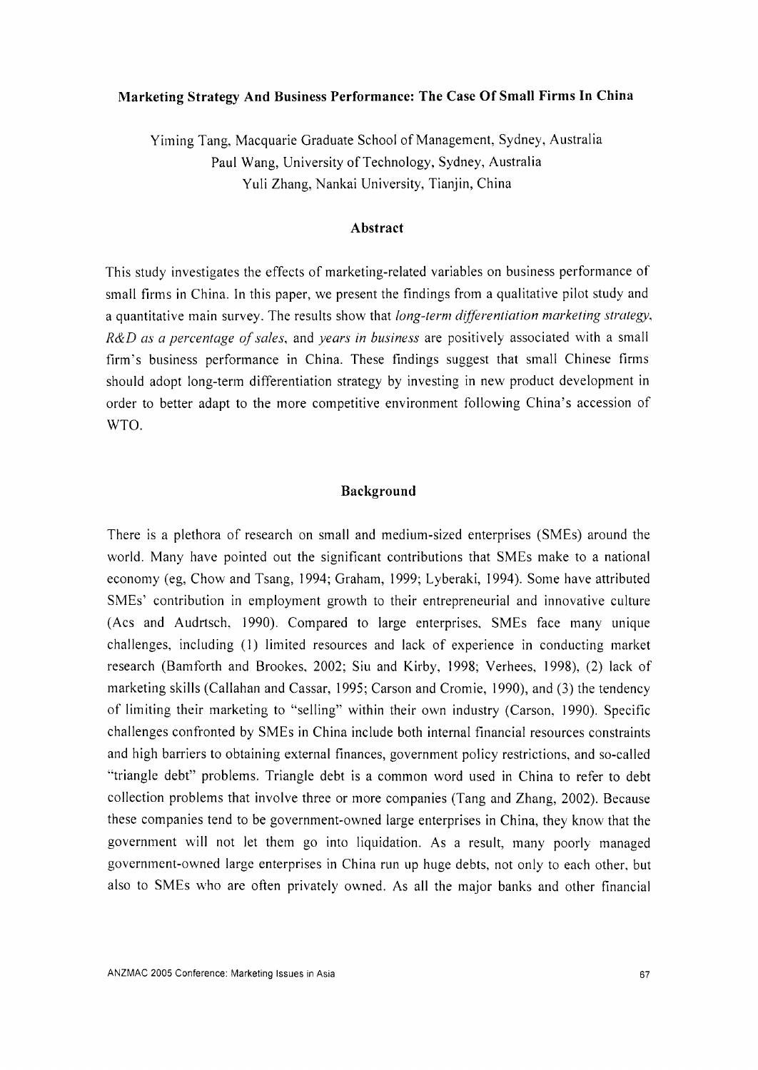# Marketing Strategy And Business Performance: The Case Of Small Firms In China

Yiming Tang, Macquarie Graduate School of Management, Sydney, Australia
Paul Wang, University of Technology, Sydney, Australia
Yuli Zhang, Nankai University, Tianjin, China

## Abstract

This study investigates the effects of marketing-related variables on business performance of small firms in China. In this paper, we present the findings from a qualitative pilot study and a quantitative main survey. The results show that *long-term differentiation marketing strategy*, *R&D as a percentage of sales*, and *years in business* are positively associated with a small firm's business performance in China. These findings suggest that small Chinese firms should adopt long-term differentiation strategy by investing in new product development in order to better adapt to the more competitive environment following China's accession of WTO.

## Background

There is a plethora of research on small and medium-sized enterprises (SMEs) around the world. Many have pointed out the significant contributions that SMEs make to a national economy (eg, Chow and Tsang, 1994; Graham, 1999; Lyberaki, 1994). Some have attributed SMEs' contribution in employment growth to their entrepreneurial and innovative culture (Acs and Audrtsch, 1990). Compared to large enterprises, SMEs face many unique challenges, including (1) limited resources and lack of experience in conducting market research (Bamforth and Brookes, 2002; Siu and Kirby, 1998; Verhees, 1998), (2) lack of marketing skills (Callahan and Cassar, 1995; Carson and Cromie, 1990), and (3) the tendency of limiting their marketing to "selling" within their own industry (Carson, 1990). Specific challenges confronted by SMEs in China include both internal financial resources constraints and high barriers to obtaining external finances, government policy restrictions, and so-called "triangle debt" problems. Triangle debt is a common word used in China to refer to debt collection problems that involve three or more companies (Tang and Zhang, 2002). Because these companies tend to be government-owned large enterprises in China, they know that the government will not let them go into liquidation. As a result, many poorly managed government-owned large enterprises in China run up huge debts, not only to each other, but also to SMEs who are often privately owned. As all the major banks and other financial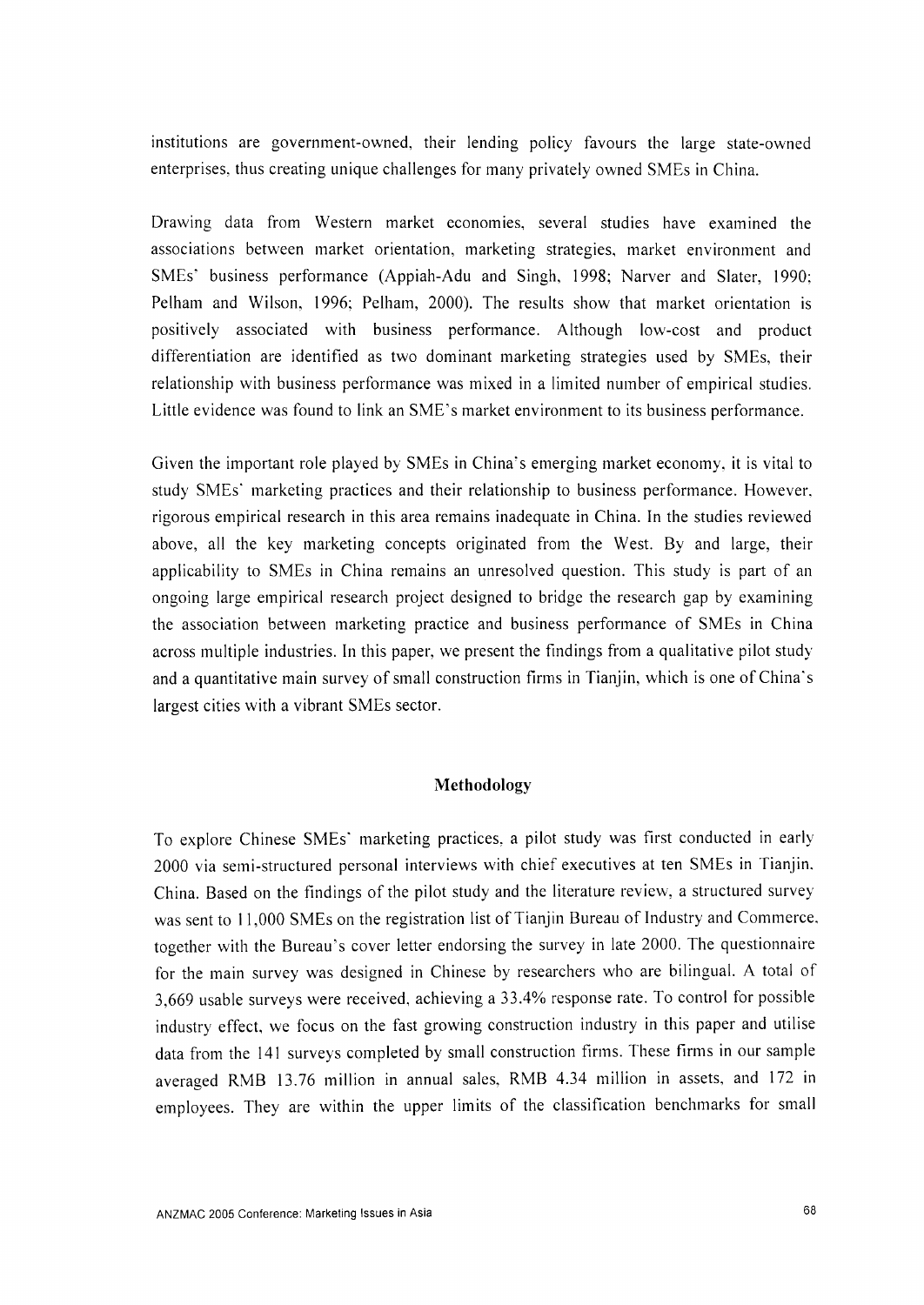institutions are government-owned, their lending policy favours the large state-owned enterprises, thus creating unique challenges for many privately owned SMEs in China.

Drawing data from Western market economies, several studies have examined the associations between market orientation, marketing strategies, market environment and SMEs' business performance (Appiah-Adu and Singh, 1998; Narver and Slater, 1990; Pelham and Wilson, 1996; Pelham, 2000). The results show that market orientation is positively associated with business performance. Although low-cost and product differentiation are identified as two dominant marketing strategies used by SMEs, their relationship with business performance was mixed in a limited number of empirical studies. Little evidence was found to link an SME's market environment to its business performance.

Given the important role played by SMEs in China's emerging market economy, it is vital to study SMEs' marketing practices and their relationship to business performance. However, rigorous empirical research in this area remains inadequate in China. In the studies reviewed above, all the key marketing concepts originated from the West. By and large, their applicability to SMEs in China remains an unresolved question. This study is part of an ongoing large empirical research project designed to bridge the research gap by examining the association between marketing practice and business performance of SMEs in China across multiple industries. In this paper, we present the findings from a qualitative pilot study and a quantitative main survey of small construction firms in Tianjin, which is one of China's largest cities with a vibrant SMEs sector.

## Methodology

To explore Chinese SMEs' marketing practices, a pilot study was first conducted in early 2000 via semi-structured personal interviews with chief executives at ten SMEs in Tianjin, China. Based on the findings of the pilot study and the literature review, a structured survey was sent to 11,000 SMEs on the registration list of Tianjin Bureau of Industry and Commerce, together with the Bureau's cover letter endorsing the survey in late 2000. The questionnaire for the main survey was designed in Chinese by researchers who are bilingual. A total of 3,669 usable surveys were received, achieving a 33.4% response rate. To control for possible industry effect, we focus on the fast growing construction industry in this paper and utilise data from the 141 surveys completed by small construction firms. These firms in our sample averaged RMB 13.76 million in annual sales, RMB 4.34 million in assets, and 172 in employees. They are within the upper limits of the classification benchmarks for small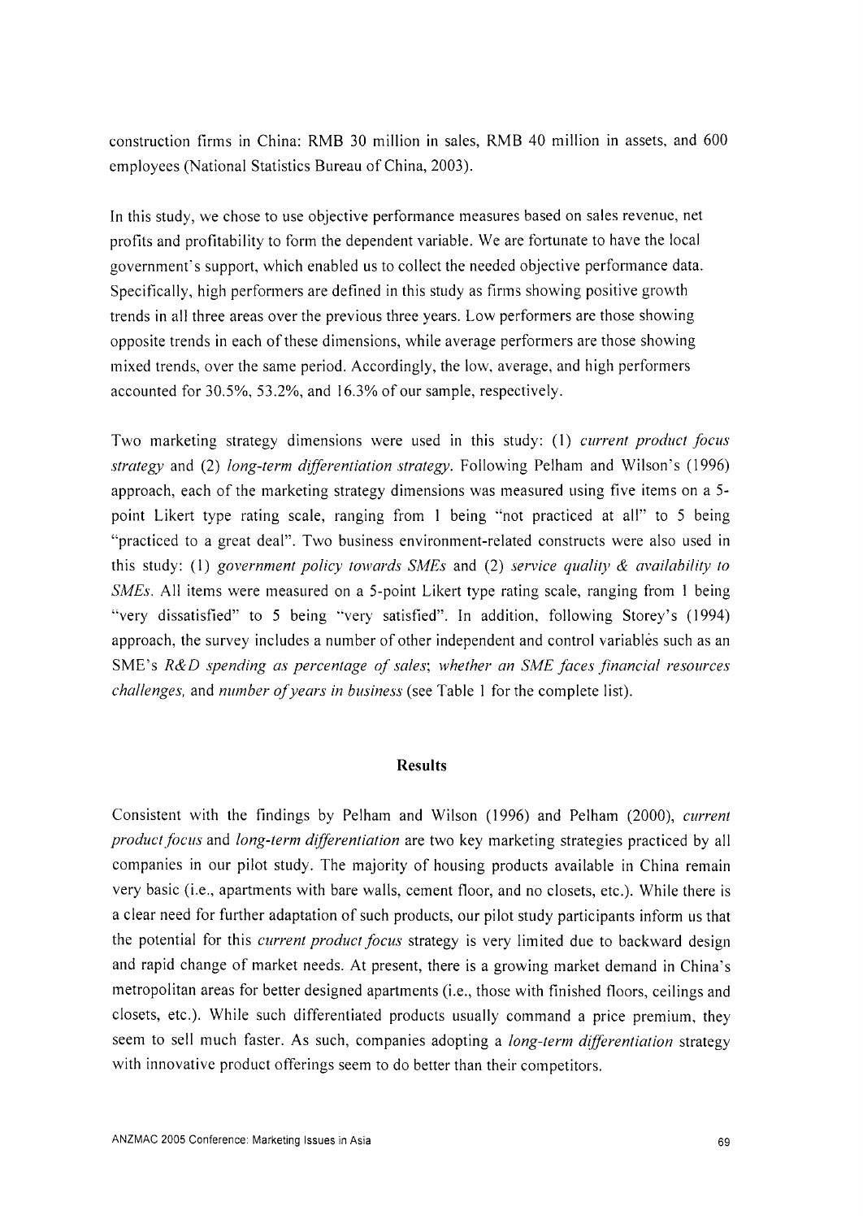construction firms in China: RMB 30 million in sales, RMB 40 million in assets, and 600 employees (National Statistics Bureau of China, 2003).

In this study, we chose to use objective performance measures based on sales revenue, net profits and profitability to form the dependent variable. We are fortunate to have the local government's support, which enabled us to collect the needed objective performance data. Specifically, high performers are defined in this study as firms showing positive growth trends in all three areas over the previous three years. Low performers are those showing opposite trends in each of these dimensions, while average performers are those showing mixed trends, over the same period. Accordingly, the low, average, and high performers accounted for 30.5%, 53.2%, and 16.3% of our sample, respectively.

Two marketing strategy dimensions were used in this study: (1) *current product focus strategy* and (2) *long-term differentiation strategy*. Following Pelham and Wilson's (1996) approach, each of the marketing strategy dimensions was measured using five items on a 5-point Likert type rating scale, ranging from 1 being "not practiced at all" to 5 being "practiced to a great deal". Two business environment-related constructs were also used in this study: (1) *government policy towards SMEs* and (2) *service quality & availability to SMEs*. All items were measured on a 5-point Likert type rating scale, ranging from 1 being "very dissatisfied" to 5 being "very satisfied". In addition, following Storey's (1994) approach, the survey includes a number of other independent and control variables such as an SME's *R&D spending as percentage of sales*; *whether an SME faces financial resources challenges*, and *number of years in business* (see Table 1 for the complete list).

## Results

Consistent with the findings by Pelham and Wilson (1996) and Pelham (2000), *current product focus* and *long-term differentiation* are two key marketing strategies practiced by all companies in our pilot study. The majority of housing products available in China remain very basic (i.e., apartments with bare walls, cement floor, and no closets, etc.). While there is a clear need for further adaptation of such products, our pilot study participants inform us that the potential for this *current product focus* strategy is very limited due to backward design and rapid change of market needs. At present, there is a growing market demand in China's metropolitan areas for better designed apartments (i.e., those with finished floors, ceilings and closets, etc.). While such differentiated products usually command a price premium, they seem to sell much faster. As such, companies adopting a *long-term differentiation* strategy with innovative product offerings seem to do better than their competitors.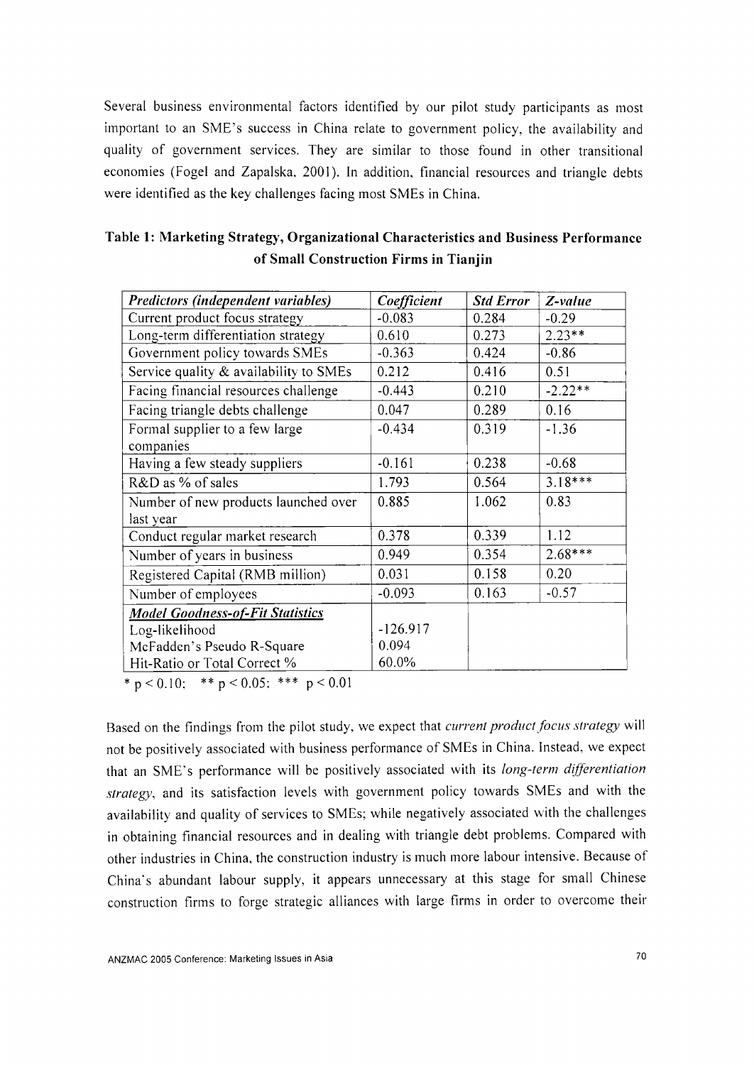Several business environmental factors identified by our pilot study participants as most important to an SME's success in China relate to government policy, the availability and quality of government services. They are similar to those found in other transitional economies (Fogel and Zapalska, 2001). In addition, financial resources and triangle debts were identified as the key challenges facing most SMEs in China.

**Table 1: Marketing Strategy, Organizational Characteristics and Business Performance of Small Construction Firms in Tianjin**

| *Predictors (independent variables)* | *Coefficient* | *Std Error* | *Z-value* |
|---|---|---|---|
| Current product focus strategy | -0.083 | 0.284 | -0.29 |
| Long-term differentiation strategy | 0.610 | 0.273 | 2.23** |
| Government policy towards SMEs | -0.363 | 0.424 | -0.86 |
| Service quality & availability to SMEs | 0.212 | 0.416 | 0.51 |
| Facing financial resources challenge | -0.443 | 0.210 | -2.22** |
| Facing triangle debts challenge | 0.047 | 0.289 | 0.16 |
| Formal supplier to a few large companies | -0.434 | 0.319 | -1.36 |
| Having a few steady suppliers | -0.161 | 0.238 | -0.68 |
| R&D as % of sales | 1.793 | 0.564 | 3.18*** |
| Number of new products launched over last year | 0.885 | 1.062 | 0.83 |
| Conduct regular market research | 0.378 | 0.339 | 1.12 |
| Number of years in business | 0.949 | 0.354 | 2.68*** |
| Registered Capital (RMB million) | 0.031 | 0.158 | 0.20 |
| Number of employees | -0.093 | 0.163 | -0.57 |
| ***Model Goodness-of-Fit Statistics*** | | | |
| Log-likelihood | -126.917 | | |
| McFadden's Pseudo R-Square | 0.094 | | |
| Hit-Ratio or Total Correct % | 60.0% | | |

* $p < 0.10$; ** $p < 0.05$; *** $p < 0.01$

Based on the findings from the pilot study, we expect that *current product focus strategy* will not be positively associated with business performance of SMEs in China. Instead, we expect that an SME's performance will be positively associated with its *long-term differentiation strategy*, and its satisfaction levels with government policy towards SMEs and with the availability and quality of services to SMEs; while negatively associated with the challenges in obtaining financial resources and in dealing with triangle debt problems. Compared with other industries in China, the construction industry is much more labour intensive. Because of China's abundant labour supply, it appears unnecessary at this stage for small Chinese construction firms to forge strategic alliances with large firms in order to overcome their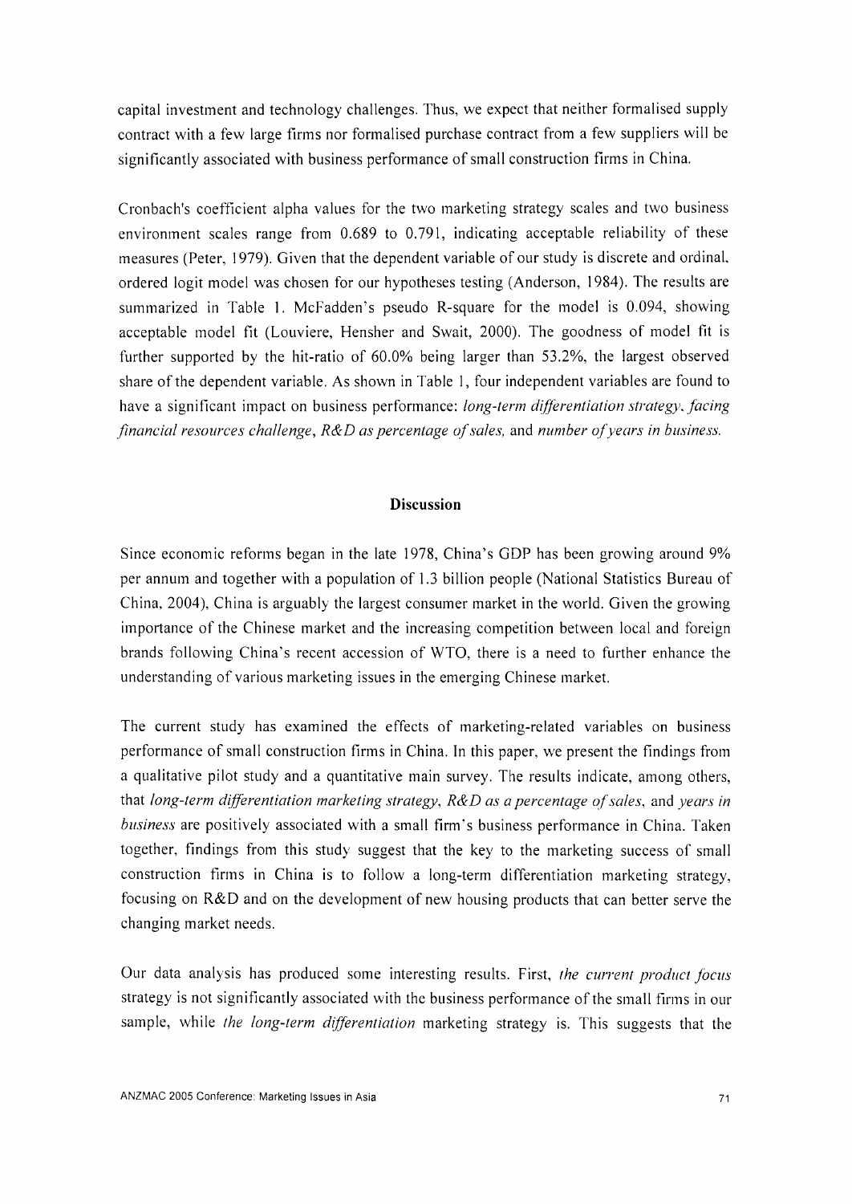capital investment and technology challenges. Thus, we expect that neither formalised supply contract with a few large firms nor formalised purchase contract from a few suppliers will be significantly associated with business performance of small construction firms in China.

Cronbach's coefficient alpha values for the two marketing strategy scales and two business environment scales range from 0.689 to 0.791, indicating acceptable reliability of these measures (Peter, 1979). Given that the dependent variable of our study is discrete and ordinal, ordered logit model was chosen for our hypotheses testing (Anderson, 1984). The results are summarized in Table 1. McFadden's pseudo R-square for the model is 0.094, showing acceptable model fit (Louviere, Hensher and Swait, 2000). The goodness of model fit is further supported by the hit-ratio of 60.0% being larger than 53.2%, the largest observed share of the dependent variable. As shown in Table 1, four independent variables are found to have a significant impact on business performance: *long-term differentiation strategy*, *facing financial resources challenge*, *R&D as percentage of sales*, and *number of years in business*.

## Discussion

Since economic reforms began in the late 1978, China's GDP has been growing around 9% per annum and together with a population of 1.3 billion people (National Statistics Bureau of China, 2004), China is arguably the largest consumer market in the world. Given the growing importance of the Chinese market and the increasing competition between local and foreign brands following China's recent accession of WTO, there is a need to further enhance the understanding of various marketing issues in the emerging Chinese market.

The current study has examined the effects of marketing-related variables on business performance of small construction firms in China. In this paper, we present the findings from a qualitative pilot study and a quantitative main survey. The results indicate, among others, that *long-term differentiation marketing strategy*, *R&D as a percentage of sales*, and *years in business* are positively associated with a small firm's business performance in China. Taken together, findings from this study suggest that the key to the marketing success of small construction firms in China is to follow a long-term differentiation marketing strategy, focusing on R&D and on the development of new housing products that can better serve the changing market needs.

Our data analysis has produced some interesting results. First, *the current product focus* strategy is not significantly associated with the business performance of the small firms in our sample, while *the long-term differentiation* marketing strategy is. This suggests that the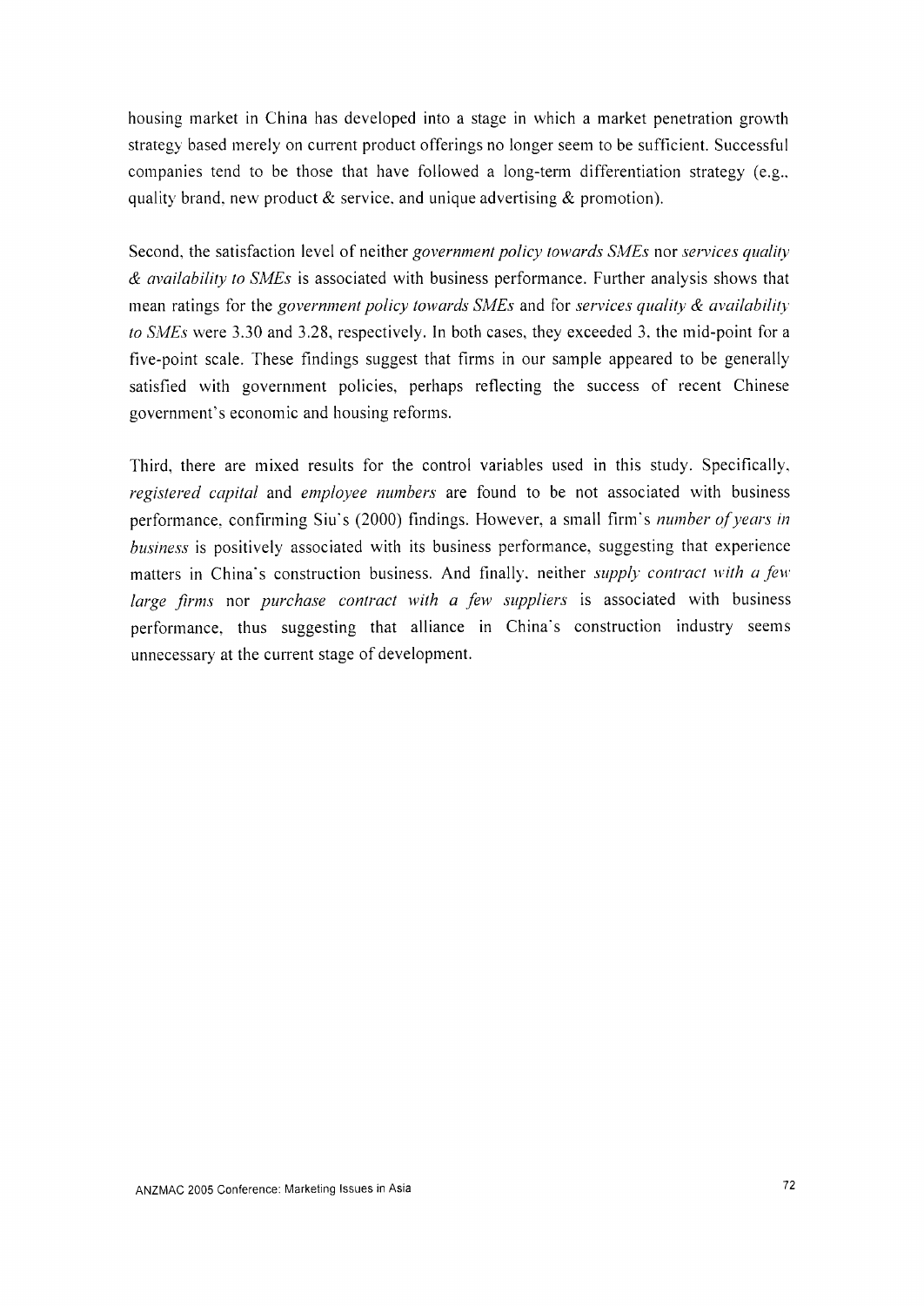housing market in China has developed into a stage in which a market penetration growth strategy based merely on current product offerings no longer seem to be sufficient. Successful companies tend to be those that have followed a long-term differentiation strategy (e.g., quality brand, new product & service, and unique advertising & promotion).

Second, the satisfaction level of neither *government policy towards SMEs* nor *services quality & availability to SMEs* is associated with business performance. Further analysis shows that mean ratings for the *government policy towards SMEs* and for *services quality & availability to SMEs* were 3.30 and 3.28, respectively. In both cases, they exceeded 3, the mid-point for a five-point scale. These findings suggest that firms in our sample appeared to be generally satisfied with government policies, perhaps reflecting the success of recent Chinese government's economic and housing reforms.

Third, there are mixed results for the control variables used in this study. Specifically, *registered capital* and *employee numbers* are found to be not associated with business performance, confirming Siu's (2000) findings. However, a small firm's *number of years in business* is positively associated with its business performance, suggesting that experience matters in China's construction business. And finally, neither *supply contract with a few large firms* nor *purchase contract with a few suppliers* is associated with business performance, thus suggesting that alliance in China's construction industry seems unnecessary at the current stage of development.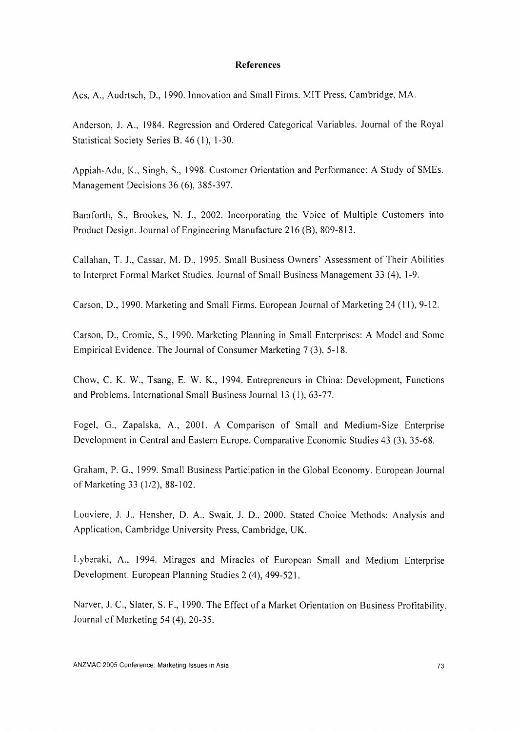## References

Acs, A., Audrtsch, D., 1990. Innovation and Small Firms. MIT Press, Cambridge, MA.

Anderson, J. A., 1984. Regression and Ordered Categorical Variables. Journal of the Royal Statistical Society Series B. 46 (1), 1-30.

Appiah-Adu, K., Singh, S., 1998. Customer Orientation and Performance: A Study of SMEs. Management Decisions 36 (6), 385-397.

Bamforth, S., Brookes, N. J., 2002. Incorporating the Voice of Multiple Customers into Product Design. Journal of Engineering Manufacture 216 (B), 809-813.

Callahan, T. J., Cassar, M. D., 1995. Small Business Owners' Assessment of Their Abilities to Interpret Formal Market Studies. Journal of Small Business Management 33 (4), 1-9.

Carson, D., 1990. Marketing and Small Firms. European Journal of Marketing 24 (11), 9-12.

Carson, D., Cromie, S., 1990. Marketing Planning in Small Enterprises: A Model and Some Empirical Evidence. The Journal of Consumer Marketing 7 (3), 5-18.

Chow, C. K. W., Tsang, E. W. K., 1994. Entrepreneurs in China: Development, Functions and Problems. International Small Business Journal 13 (1), 63-77.

Fogel, G., Zapalska, A., 2001. A Comparison of Small and Medium-Size Enterprise Development in Central and Eastern Europe. Comparative Economic Studies 43 (3), 35-68.

Graham, P. G., 1999. Small Business Participation in the Global Economy. European Journal of Marketing 33 (1/2), 88-102.

Louviere, J. J., Hensher, D. A., Swait, J. D., 2000. Stated Choice Methods: Analysis and Application, Cambridge University Press, Cambridge, UK.

Lyberaki, A., 1994. Mirages and Miracles of European Small and Medium Enterprise Development. European Planning Studies 2 (4), 499-521.

Narver, J. C., Slater, S. F., 1990. The Effect of a Market Orientation on Business Profitability. Journal of Marketing 54 (4), 20-35.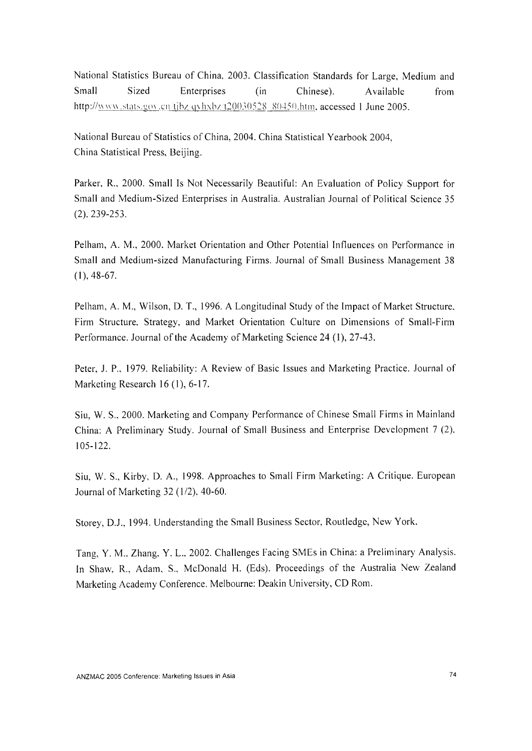National Statistics Bureau of China, 2003. Classification Standards for Large, Medium and Small Sized Enterprises (in Chinese). Available from http://www.stats.gov.cn/tjbz/qyhxbz/t20030528_80450.htm, accessed 1 June 2005.

National Bureau of Statistics of China, 2004. China Statistical Yearbook 2004, China Statistical Press, Beijing.

Parker, R., 2000. Small Is Not Necessarily Beautiful: An Evaluation of Policy Support for Small and Medium-Sized Enterprises in Australia. Australian Journal of Political Science 35 (2), 239-253.

Pelham, A. M., 2000. Market Orientation and Other Potential Influences on Performance in Small and Medium-sized Manufacturing Firms. Journal of Small Business Management 38 (1), 48-67.

Pelham, A. M., Wilson, D. T., 1996. A Longitudinal Study of the Impact of Market Structure, Firm Structure, Strategy, and Market Orientation Culture on Dimensions of Small-Firm Performance. Journal of the Academy of Marketing Science 24 (1), 27-43.

Peter, J. P., 1979. Reliability: A Review of Basic Issues and Marketing Practice. Journal of Marketing Research 16 (1), 6-17.

Siu, W. S., 2000. Marketing and Company Performance of Chinese Small Firms in Mainland China: A Preliminary Study. Journal of Small Business and Enterprise Development 7 (2), 105-122.

Siu, W. S., Kirby, D. A., 1998. Approaches to Small Firm Marketing: A Critique. European Journal of Marketing 32 (1/2), 40-60.

Storey, D.J., 1994. Understanding the Small Business Sector, Routledge, New York.

Tang, Y. M., Zhang, Y. L., 2002. Challenges Facing SMEs in China: a Preliminary Analysis. In Shaw, R., Adam, S., McDonald H. (Eds). Proceedings of the Australia New Zealand Marketing Academy Conference. Melbourne: Deakin University, CD Rom.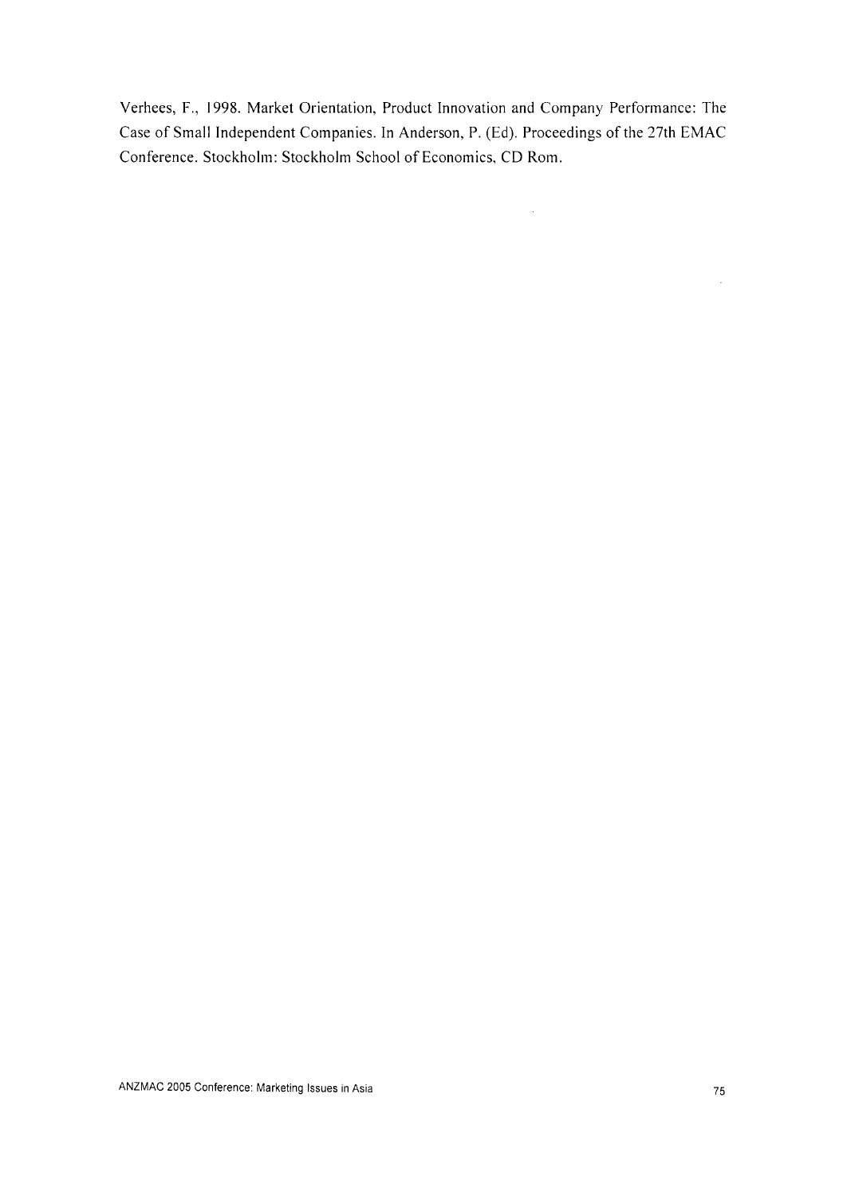Verhees, F., 1998. Market Orientation, Product Innovation and Company Performance: The Case of Small Independent Companies. In Anderson, P. (Ed). Proceedings of the 27th EMAC Conference. Stockholm: Stockholm School of Economics, CD Rom.